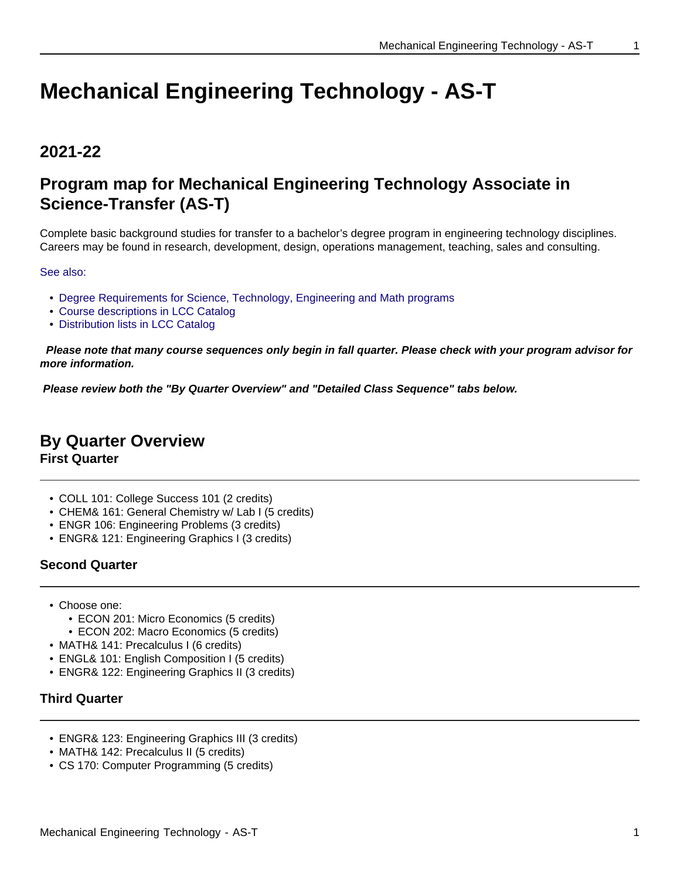# Mechanical Engineering Technology - AS-T

## 2021-22

## Program map for Mechanical Engineering Technology Associate in Science-Transfer (AS-T)

Complete basic background studies for transfer to a bachelor's degree program in engineering technology disciplines. Careers may be found in research, development, design, operations management, teaching, sales and consulting.

See also:

- Degree Requirements for Science, Technology, Engineering and Math programs
- Course descriptions in LCC Catalog
- Distribution lists in LCC Catalog

***Please note that many course sequences only begin in fall quarter. Please check with your program advisor for more information.***

***Please review both the "By Quarter Overview" and "Detailed Class Sequence" tabs below.***

## By Quarter Overview

### First Quarter

- COLL 101: College Success 101 (2 credits)
- CHEM& 161: General Chemistry w/ Lab I (5 credits)
- ENGR 106: Engineering Problems (3 credits)
- ENGR& 121: Engineering Graphics I (3 credits)

### Second Quarter

- Choose one:
  - ECON 201: Micro Economics (5 credits)
  - ECON 202: Macro Economics (5 credits)
- MATH& 141: Precalculus I (6 credits)
- ENGL& 101: English Composition I (5 credits)
- ENGR& 122: Engineering Graphics II (3 credits)

### Third Quarter

- ENGR& 123: Engineering Graphics III (3 credits)
- MATH& 142: Precalculus II (5 credits)
- CS 170: Computer Programming (5 credits)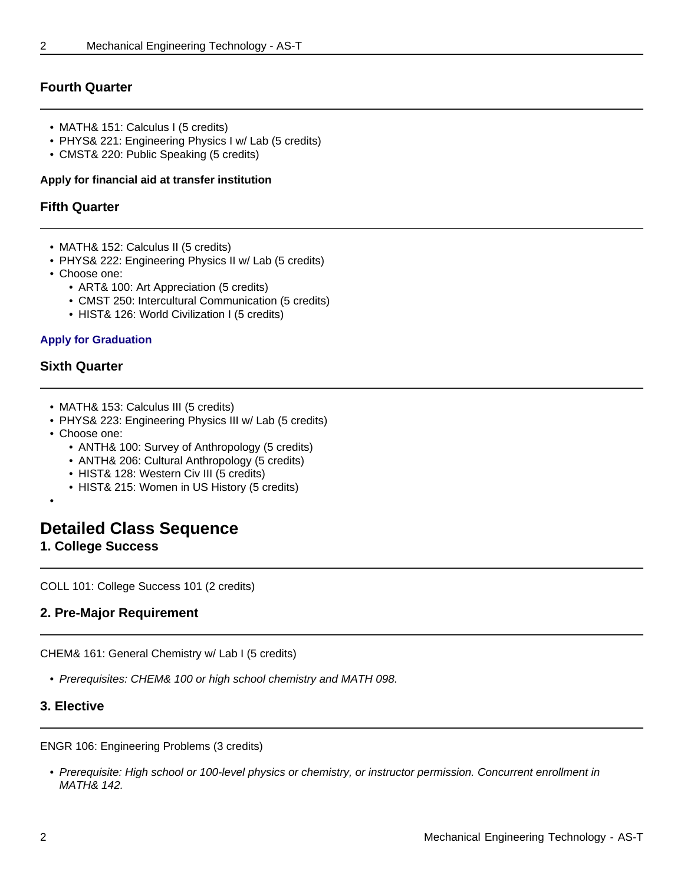### Fourth Quarter

- MATH& 151: Calculus I (5 credits)
- PHYS& 221: Engineering Physics I w/ Lab (5 credits)
- CMST& 220: Public Speaking (5 credits)

**Apply for financial aid at transfer institution**

### Fifth Quarter

- MATH& 152: Calculus II (5 credits)
- PHYS& 222: Engineering Physics II w/ Lab (5 credits)
- Choose one:
  - ART& 100: Art Appreciation (5 credits)
  - CMST 250: Intercultural Communication (5 credits)
  - HIST& 126: World Civilization I (5 credits)

**Apply for Graduation**

### Sixth Quarter

- MATH& 153: Calculus III (5 credits)
- PHYS& 223: Engineering Physics III w/ Lab (5 credits)
- Choose one:
  - ANTH& 100: Survey of Anthropology (5 credits)
  - ANTH& 206: Cultural Anthropology (5 credits)
  - HIST& 128: Western Civ III (5 credits)
  - HIST& 215: Women in US History (5 credits)

## Detailed Class Sequence

### 1. College Success

COLL 101: College Success 101 (2 credits)

### 2. Pre-Major Requirement

CHEM& 161: General Chemistry w/ Lab I (5 credits)

- *Prerequisites: CHEM& 100 or high school chemistry and MATH 098.*

### 3. Elective

ENGR 106: Engineering Problems (3 credits)

- *Prerequisite: High school or 100-level physics or chemistry, or instructor permission. Concurrent enrollment in MATH& 142.*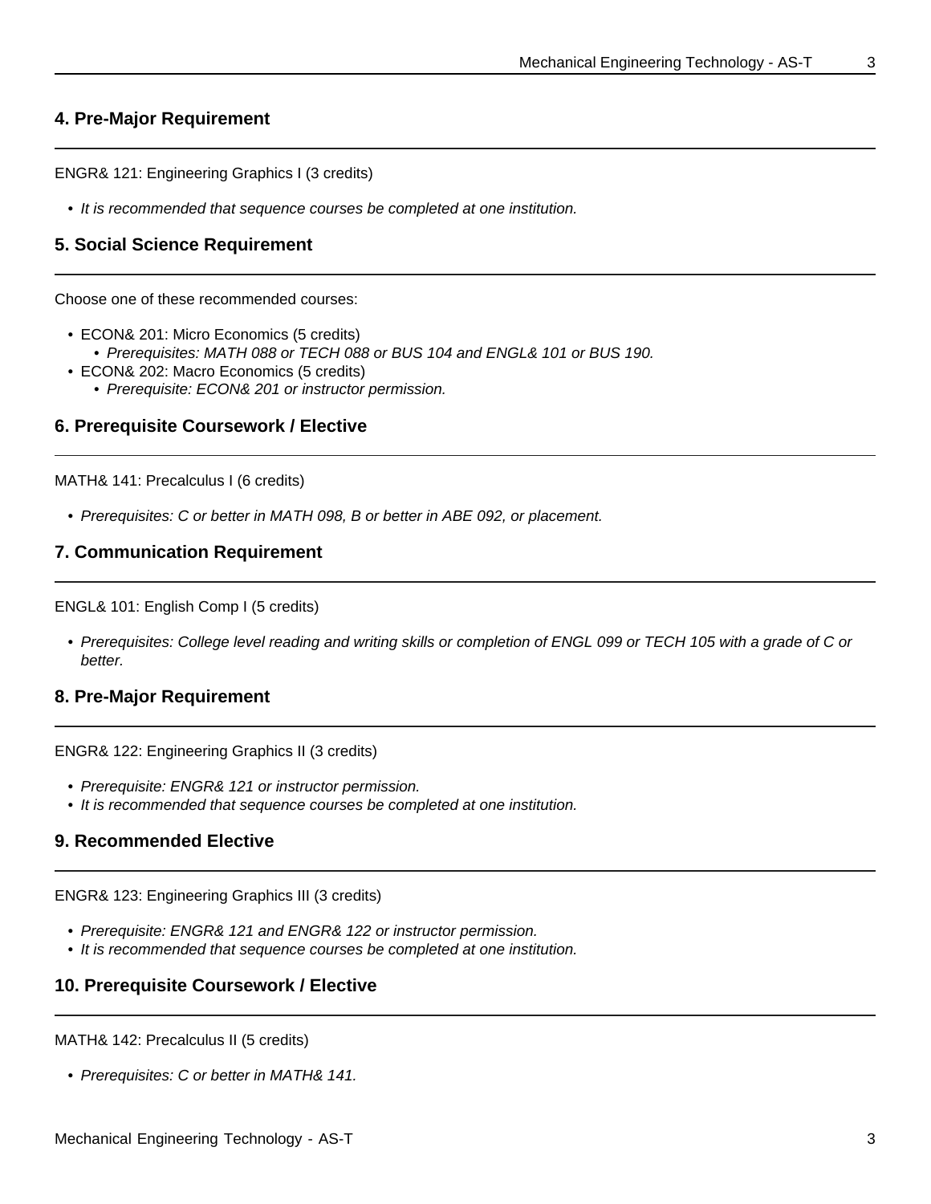## 4. Pre-Major Requirement

ENGR& 121: Engineering Graphics I (3 credits)

- *It is recommended that sequence courses be completed at one institution.*

## 5. Social Science Requirement

Choose one of these recommended courses:

- ECON& 201: Micro Economics (5 credits)
  - *Prerequisites: MATH 088 or TECH 088 or BUS 104 and ENGL& 101 or BUS 190.*
- ECON& 202: Macro Economics (5 credits)
  - *Prerequisite: ECON& 201 or instructor permission.*

## 6. Prerequisite Coursework / Elective

MATH& 141: Precalculus I (6 credits)

- *Prerequisites: C or better in MATH 098, B or better in ABE 092, or placement.*

## 7. Communication Requirement

ENGL& 101: English Comp I (5 credits)

- *Prerequisites: College level reading and writing skills or completion of ENGL 099 or TECH 105 with a grade of C or better.*

## 8. Pre-Major Requirement

ENGR& 122: Engineering Graphics II (3 credits)

- *Prerequisite: ENGR& 121 or instructor permission.*
- *It is recommended that sequence courses be completed at one institution.*

## 9. Recommended Elective

ENGR& 123: Engineering Graphics III (3 credits)

- *Prerequisite: ENGR& 121 and ENGR& 122 or instructor permission.*
- *It is recommended that sequence courses be completed at one institution.*

## 10. Prerequisite Coursework / Elective

MATH& 142: Precalculus II (5 credits)

- *Prerequisites: C or better in MATH& 141.*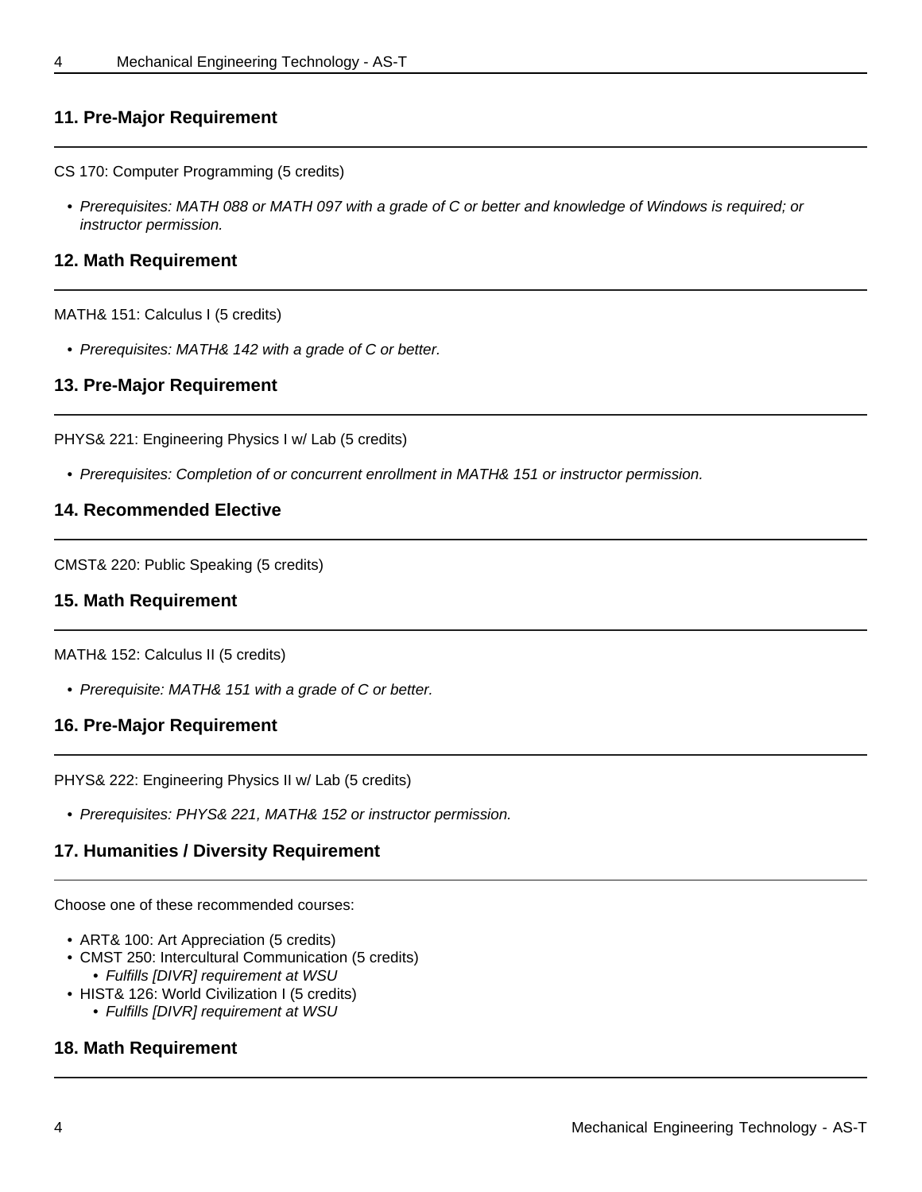## 11. Pre-Major Requirement

CS 170: Computer Programming (5 credits)

- *Prerequisites: MATH 088 or MATH 097 with a grade of C or better and knowledge of Windows is required; or instructor permission.*

## 12. Math Requirement

MATH& 151: Calculus I (5 credits)

- *Prerequisites: MATH& 142 with a grade of C or better.*

## 13. Pre-Major Requirement

PHYS& 221: Engineering Physics I w/ Lab (5 credits)

- *Prerequisites: Completion of or concurrent enrollment in MATH& 151 or instructor permission.*

## 14. Recommended Elective

CMST& 220: Public Speaking (5 credits)

## 15. Math Requirement

MATH& 152: Calculus II (5 credits)

- *Prerequisite: MATH& 151 with a grade of C or better.*

## 16. Pre-Major Requirement

PHYS& 222: Engineering Physics II w/ Lab (5 credits)

- *Prerequisites: PHYS& 221, MATH& 152 or instructor permission.*

## 17. Humanities / Diversity Requirement

Choose one of these recommended courses:

- ART& 100: Art Appreciation (5 credits)
- CMST 250: Intercultural Communication (5 credits)
  - *Fulfills [DIVR] requirement at WSU*
- HIST& 126: World Civilization I (5 credits)
  - *Fulfills [DIVR] requirement at WSU*

## 18. Math Requirement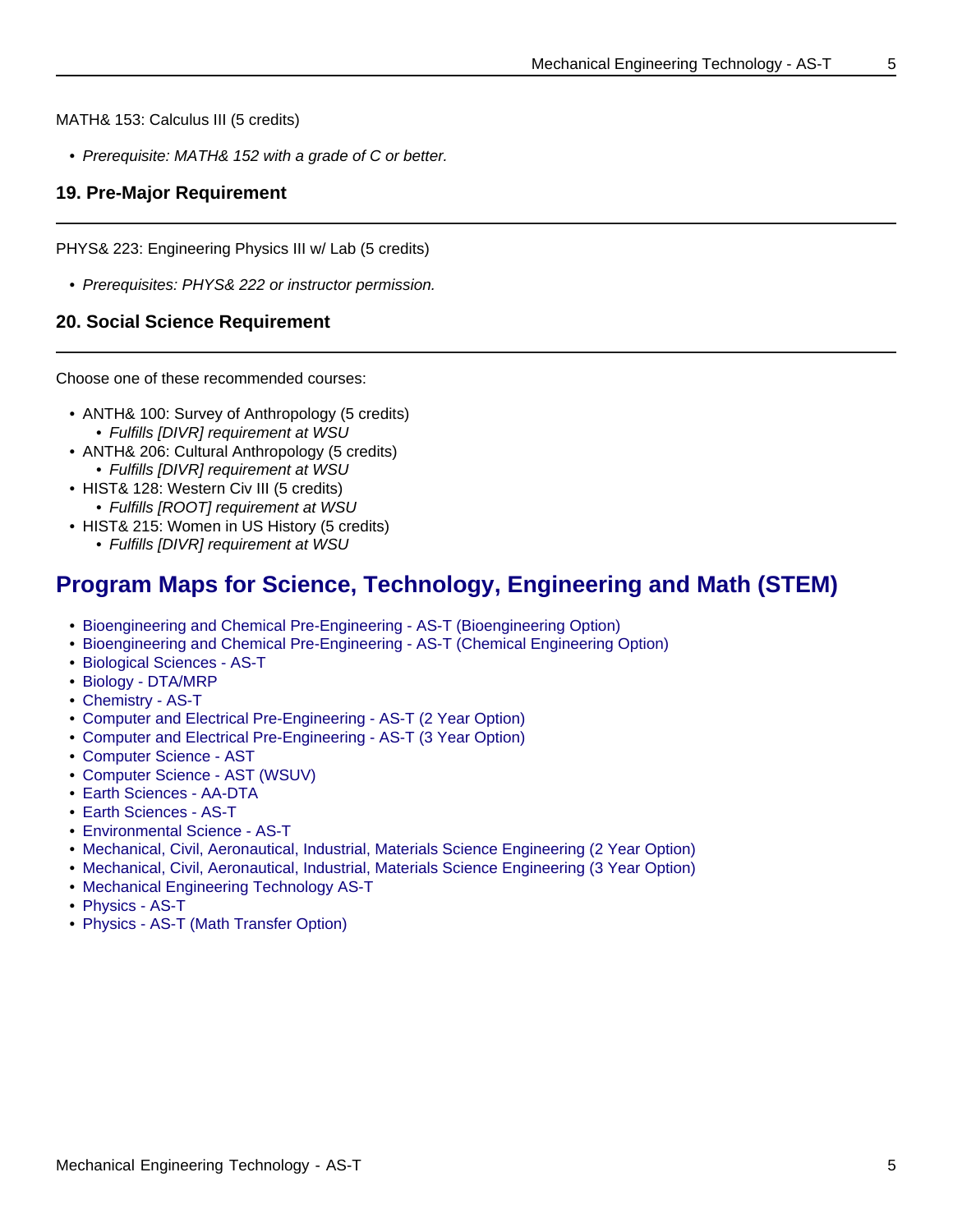MATH& 153: Calculus III (5 credits)

- *Prerequisite: MATH& 152 with a grade of C or better.*

### 19. Pre-Major Requirement

PHYS& 223: Engineering Physics III w/ Lab (5 credits)

- *Prerequisites: PHYS& 222 or instructor permission.*

### 20. Social Science Requirement

Choose one of these recommended courses:

- ANTH& 100: Survey of Anthropology (5 credits)
  - *Fulfills [DIVR] requirement at WSU*
- ANTH& 206: Cultural Anthropology (5 credits)
  - *Fulfills [DIVR] requirement at WSU*
- HIST& 128: Western Civ III (5 credits)
  - *Fulfills [ROOT] requirement at WSU*
- HIST& 215: Women in US History (5 credits)
  - *Fulfills [DIVR] requirement at WSU*

## Program Maps for Science, Technology, Engineering and Math (STEM)

- Bioengineering and Chemical Pre-Engineering - AS-T (Bioengineering Option)
- Bioengineering and Chemical Pre-Engineering - AS-T (Chemical Engineering Option)
- Biological Sciences - AS-T
- Biology - DTA/MRP
- Chemistry - AS-T
- Computer and Electrical Pre-Engineering - AS-T (2 Year Option)
- Computer and Electrical Pre-Engineering - AS-T (3 Year Option)
- Computer Science - AST
- Computer Science - AST (WSUV)
- Earth Sciences - AA-DTA
- Earth Sciences - AS-T
- Environmental Science - AS-T
- Mechanical, Civil, Aeronautical, Industrial, Materials Science Engineering (2 Year Option)
- Mechanical, Civil, Aeronautical, Industrial, Materials Science Engineering (3 Year Option)
- Mechanical Engineering Technology AS-T
- Physics - AS-T
- Physics - AS-T (Math Transfer Option)